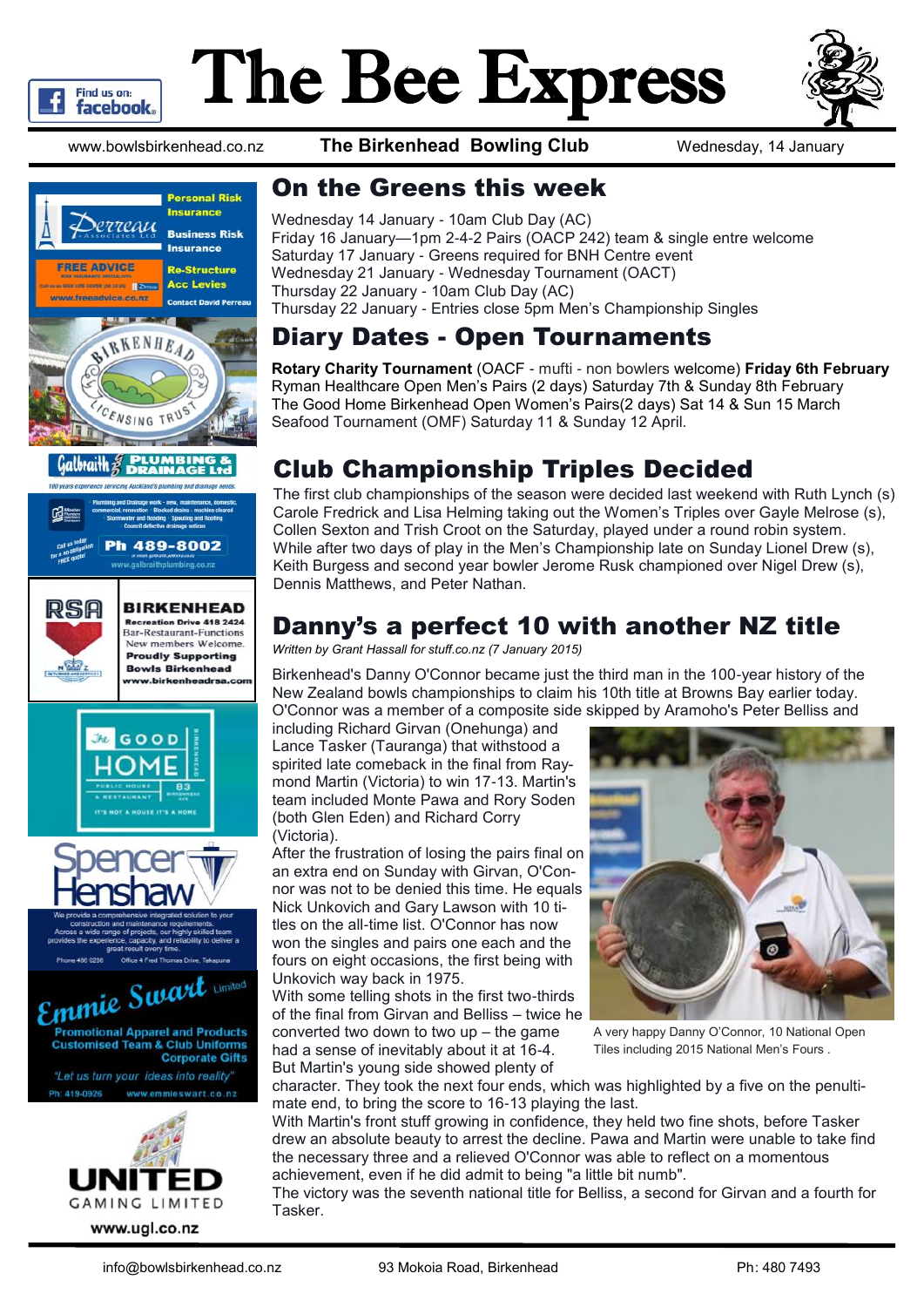# The Bee Express

www.bowlsbirkenhead.co.nz **The Birkenhead Bowling Club** Wednesday, 14 January

## On the Greens this week

Wednesday 14 January - 10am Club Day (AC)
Friday 16 January—1pm 2-4-2 Pairs (OACP 242) team & single entre welcome
Saturday 17 January - Greens required for BNH Centre event
Wednesday 21 January - Wednesday Tournament (OACT)
Thursday 22 January - 10am Club Day (AC)
Thursday 22 January - Entries close 5pm Men's Championship Singles

## Diary Dates - Open Tournaments

**Rotary Charity Tournament** (OACF - mufti - non bowlers welcome) **Friday 6th February**
Ryman Healthcare Open Men's Pairs (2 days) Saturday 7th & Sunday 8th February
The Good Home Birkenhead Open Women's Pairs(2 days) Sat 14 & Sun 15 March
Seafood Tournament (OMF) Saturday 11 & Sunday 12 April.

## Club Championship Triples Decided

The first club championships of the season were decided last weekend with Ruth Lynch (s) Carole Fredrick and Lisa Helming taking out the Women's Triples over Gayle Melrose (s), Collen Sexton and Trish Croot on the Saturday, played under a round robin system. While after two days of play in the Men's Championship late on Sunday Lionel Drew (s), Keith Burgess and second year bowler Jerome Rusk championed over Nigel Drew (s), Dennis Matthews, and Peter Nathan.

## Danny's a perfect 10 with another NZ title

*Written by Grant Hassall for stuff.co.nz (7 January 2015)*

Birkenhead's Danny O'Connor became just the third man in the 100-year history of the New Zealand bowls championships to claim his 10th title at Browns Bay earlier today. O'Connor was a member of a composite side skipped by Aramoho's Peter Belliss and including Richard Girvan (Onehunga) and Lance Tasker (Tauranga) that withstood a spirited late comeback in the final from Raymond Martin (Victoria) to win 17-13. Martin's team included Monte Pawa and Rory Soden (both Glen Eden) and Richard Corry (Victoria).

After the frustration of losing the pairs final on an extra end on Sunday with Girvan, O'Connor was not to be denied this time. He equals Nick Unkovich and Gary Lawson with 10 titles on the all-time list. O'Connor has now won the singles and pairs one each and the fours on eight occasions, the first being with Unkovich way back in 1975.

With some telling shots in the first two-thirds of the final from Girvan and Belliss – twice he converted two down to two up – the game had a sense of inevitably about it at 16-4. But Martin's young side showed plenty of character. They took the next four ends, which was highlighted by a five on the penultimate end, to bring the score to 16-13 playing the last.

With Martin's front stuff growing in confidence, they held two fine shots, before Tasker drew an absolute beauty to arrest the decline. Pawa and Martin were unable to take find the necessary three and a relieved O'Connor was able to reflect on a momentous achievement, even if he did admit to being "a little bit numb".

The victory was the seventh national title for Belliss, a second for Girvan and a fourth for Tasker.

A very happy Danny O'Connor, 10 National Open Tiles including 2015 National Men's Fours .

info@bowlsbirkenhead.co.nz 93 Mokoia Road, Birkenhead Ph: 480 7493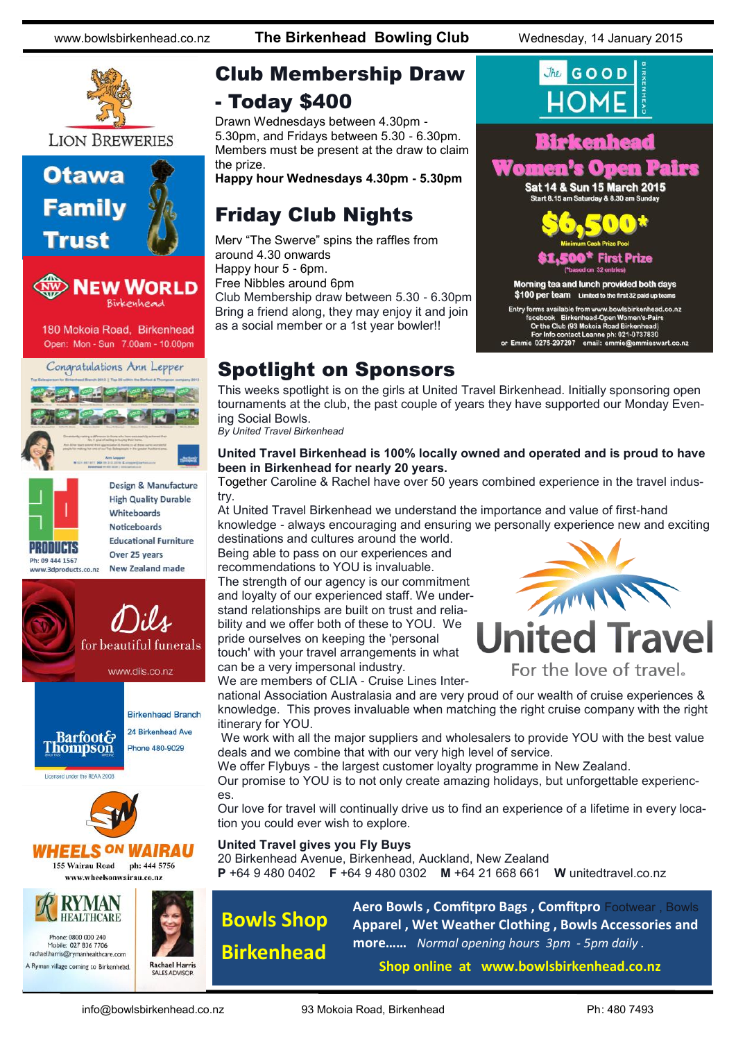# Club Membership Draw - Today $400

Drawn Wednesdays between 4.30pm - 5.30pm, and Fridays between 5.30 - 6.30pm. Members must be present at the draw to claim the prize.

**Happy hour Wednesdays 4.30pm - 5.30pm**

# Friday Club Nights

Merv "The Swerve" spins the raffles from around 4.30 onwards
Happy hour 5 - 6pm.
Free Nibbles around 6pm
Club Membership draw between 5.30 - 6.30pm
Bring a friend along, they may enjoy it and join as a social member or a 1st year bowler!!

The GOOD HOME BIRKENHEAD

**Birkenhead Women's Open Pairs**

Sat 14 & Sun 15 March 2015
Start 8.15 am Saturday & 8.30 am Sunday

**$6,500***
Minimum Cash Prize Pool

**$1,500* First Prize**
(*based on 32 entries)

Morning tea and lunch provided both days
$100 per team Limited to the first 32 paid up teams

Entry forms available from www.bowlsbirkenhead.co.nz
facebook Birkenhead-Open Women's-Pairs
Or the Club (93 Mokoia Road Birkenhead)
For info contact Leanne ph: 021-0737830
or Emmie 0275-297297 email: emmie@emmieswart.co.nz

# Spotlight on Sponsors

This weeks spotlight is on the girls at United Travel Birkenhead. Initially sponsoring open tournaments at the club, the past couple of years they have supported our Monday Evening Social Bowls.
*By United Travel Birkenhead*

**United Travel Birkenhead is 100% locally owned and operated and is proud to have been in Birkenhead for nearly 20 years.**

Together Caroline & Rachel have over 50 years combined experience in the travel industry.

At United Travel Birkenhead we understand the importance and value of first-hand knowledge - always encouraging and ensuring we personally experience new and exciting destinations and cultures around the world.

Being able to pass on our experiences and recommendations to YOU is invaluable.

The strength of our agency is our commitment and loyalty of our experienced staff. We understand relationships are built on trust and reliability and we offer both of these to YOU. We pride ourselves on keeping the 'personal touch' with your travel arrangements in what can be a very impersonal industry.

United Travel
For the love of travel.

We are members of CLIA - Cruise Lines International Association Australasia and are very proud of our wealth of cruise experiences & knowledge. This proves invaluable when matching the right cruise company with the right itinerary for YOU.

We work with all the major suppliers and wholesalers to provide YOU with the best value deals and we combine that with our very high level of service.

We offer Flybuys - the largest customer loyalty programme in New Zealand.

Our promise to YOU is to not only create amazing holidays, but unforgettable experiences.

Our love for travel will continually drive us to find an experience of a lifetime in every location you could ever wish to explore.

**United Travel gives you Fly Buys**
20 Birkenhead Avenue, Birkenhead, Auckland, New Zealand
**P** +64 9 480 0402 **F** +64 9 480 0302 **M** +64 21 668 661 **W** unitedtravel.co.nz

**Bowls Shop Birkenhead**

**Aero Bowls , Comfitpro Bags , Comfitpro Footwear , Bowls Apparel , Wet Weather Clothing , Bowls Accessories and more……** *Normal opening hours 3pm - 5pm daily .*

**Shop online at www.bowlsbirkenhead.co.nz**

LION BREWERIES

Otawa Family Trust

NEW WORLD Birkenhead
180 Mokoia Road, Birkenhead
Open: Mon - Sun 7.00am - 10.00pm

Congratulations Ann Lepper

3d PRODUCTS
Ph: 09 444 1567
www.3dproducts.co.nz
Design & Manufacture
High Quality Durable
Whiteboards
Noticeboards
Educational Furniture
Over 25 years
New Zealand made

Dils for beautiful funerals
www.dils.co.nz

Barfoot & Thompson
Birkenhead Branch
24 Birkenhead Ave
Phone 480-9029
Licensed under the REAA 2008

WHEELS ON WAIRAU
155 Wairau Road ph: 444 5756
www.wheelsonwairau.co.nz

RYMAN HEALTHCARE
Phone: 0800 000 240
Mobile: 027 836 7706
rachaelharris@rymanhealthcare.com
A Ryman village coming to Birkenhead.
Rachael Harris
SALES ADVISOR